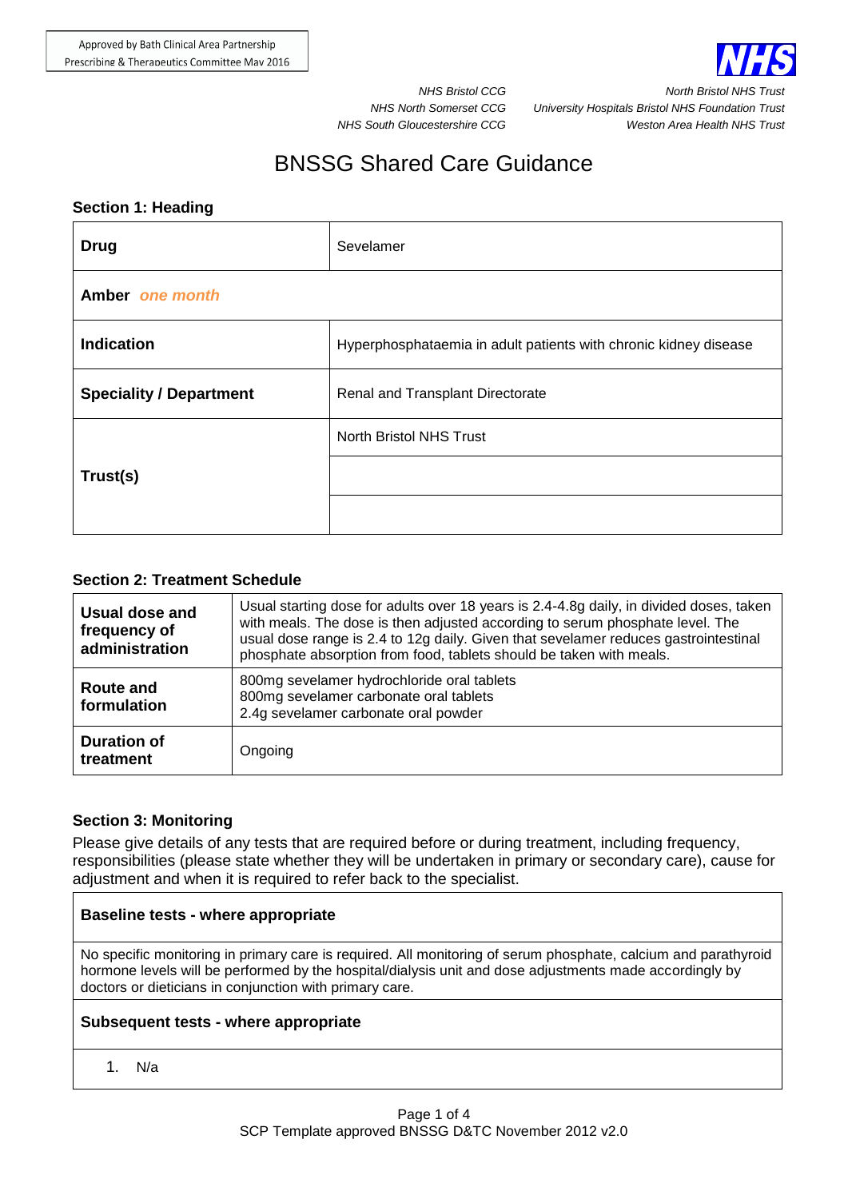Approved by Bath Clinical Area Partnership
Prescribing & Therapeutics Committee May 2016

*NHS Bristol CCG*
*NHS North Somerset CCG*
*NHS South Gloucestershire CCG*

*North Bristol NHS Trust*
*University Hospitals Bristol NHS Foundation Trust*
*Weston Area Health NHS Trust*

# BNSSG Shared Care Guidance

## Section 1: Heading

| **Drug** | Sevelamer |
|---|---|
| **Amber** *one month* | |
| **Indication** | Hyperphosphataemia in adult patients with chronic kidney disease |
| **Speciality / Department** | Renal and Transplant Directorate |
| **Trust(s)** | North Bristol NHS Trust |
| | |
| | |

## Section 2: Treatment Schedule

| **Usual dose and frequency of administration** | Usual starting dose for adults over 18 years is 2.4-4.8g daily, in divided doses, taken with meals. The dose is then adjusted according to serum phosphate level. The usual dose range is 2.4 to 12g daily. Given that sevelamer reduces gastrointestinal phosphate absorption from food, tablets should be taken with meals. |
|---|---|
| **Route and formulation** | 800mg sevelamer hydrochloride oral tablets<br>800mg sevelamer carbonate oral tablets<br>2.4g sevelamer carbonate oral powder |
| **Duration of treatment** | Ongoing |

## Section 3: Monitoring

Please give details of any tests that are required before or during treatment, including frequency, responsibilities (please state whether they will be undertaken in primary or secondary care), cause for adjustment and when it is required to refer back to the specialist.

| **Baseline tests - where appropriate** |
|---|
| No specific monitoring in primary care is required. All monitoring of serum phosphate, calcium and parathyroid hormone levels will be performed by the hospital/dialysis unit and dose adjustments made accordingly by doctors or dieticians in conjunction with primary care. |
| **Subsequent tests - where appropriate** |
| 1. N/a |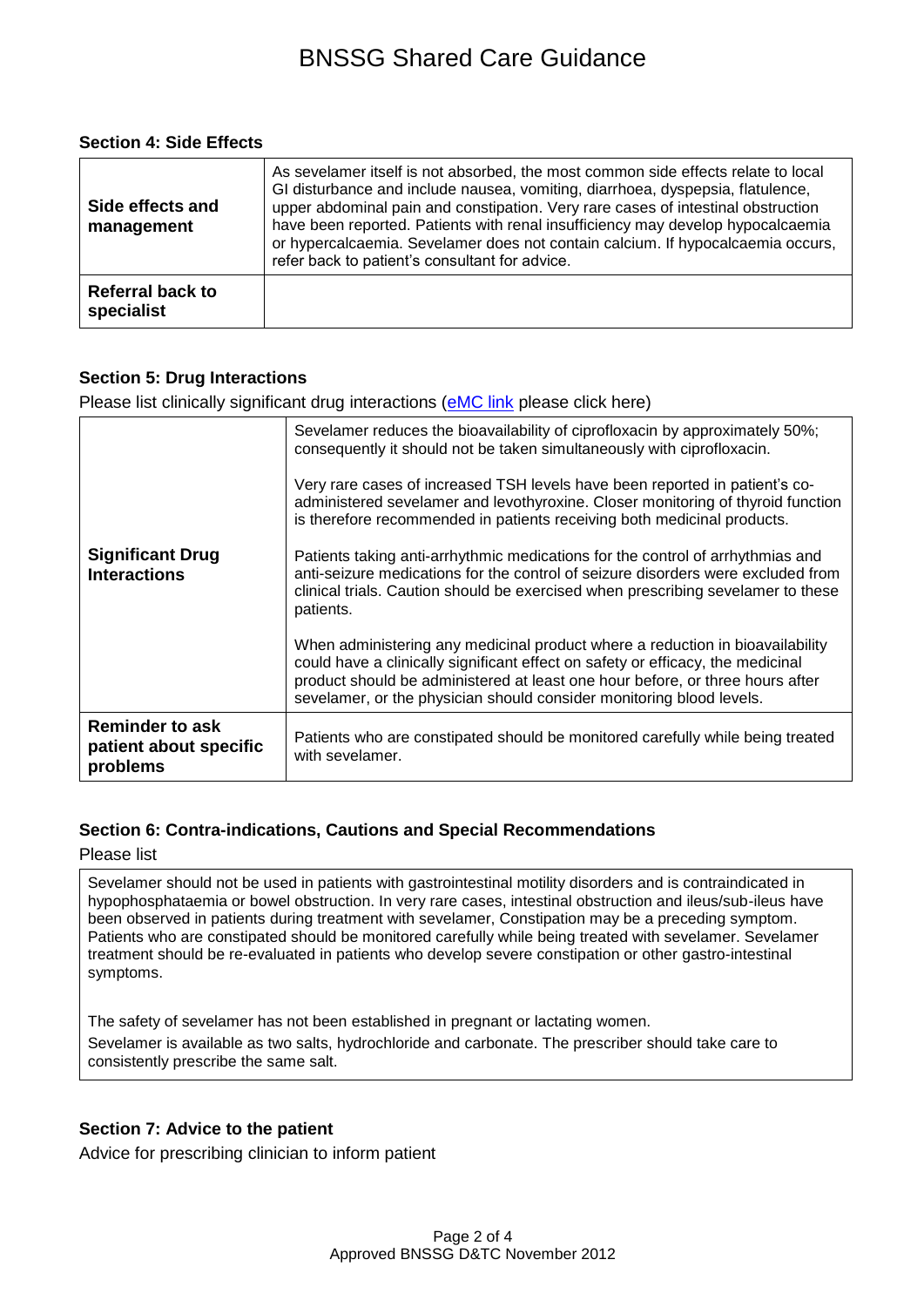### Section 4: Side Effects

| | |
|---|---|
| **Side effects and management** | As sevelamer itself is not absorbed, the most common side effects relate to local GI disturbance and include nausea, vomiting, diarrhoea, dyspepsia, flatulence, upper abdominal pain and constipation. Very rare cases of intestinal obstruction have been reported. Patients with renal insufficiency may develop hypocalcaemia or hypercalcaemia. Sevelamer does not contain calcium. If hypocalcaemia occurs, refer back to patient's consultant for advice. |
| **Referral back to specialist** | |

### Section 5: Drug Interactions

Please list clinically significant drug interactions (eMC link please click here)

| | |
|---|---|
| **Significant Drug Interactions** | Sevelamer reduces the bioavailability of ciprofloxacin by approximately 50%; consequently it should not be taken simultaneously with ciprofloxacin.<br><br>Very rare cases of increased TSH levels have been reported in patient's co-administered sevelamer and levothyroxine. Closer monitoring of thyroid function is therefore recommended in patients receiving both medicinal products.<br><br>Patients taking anti-arrhythmic medications for the control of arrhythmias and anti-seizure medications for the control of seizure disorders were excluded from clinical trials. Caution should be exercised when prescribing sevelamer to these patients.<br><br>When administering any medicinal product where a reduction in bioavailability could have a clinically significant effect on safety or efficacy, the medicinal product should be administered at least one hour before, or three hours after sevelamer, or the physician should consider monitoring blood levels. |
| **Reminder to ask patient about specific problems** | Patients who are constipated should be monitored carefully while being treated with sevelamer. |

### Section 6: Contra-indications, Cautions and Special Recommendations

Please list

Sevelamer should not be used in patients with gastrointestinal motility disorders and is contraindicated in hypophosphataemia or bowel obstruction. In very rare cases, intestinal obstruction and ileus/sub-ileus have been observed in patients during treatment with sevelamer, Constipation may be a preceding symptom. Patients who are constipated should be monitored carefully while being treated with sevelamer. Sevelamer treatment should be re-evaluated in patients who develop severe constipation or other gastro-intestinal symptoms.

The safety of sevelamer has not been established in pregnant or lactating women.

Sevelamer is available as two salts, hydrochloride and carbonate. The prescriber should take care to consistently prescribe the same salt.

### Section 7: Advice to the patient

Advice for prescribing clinician to inform patient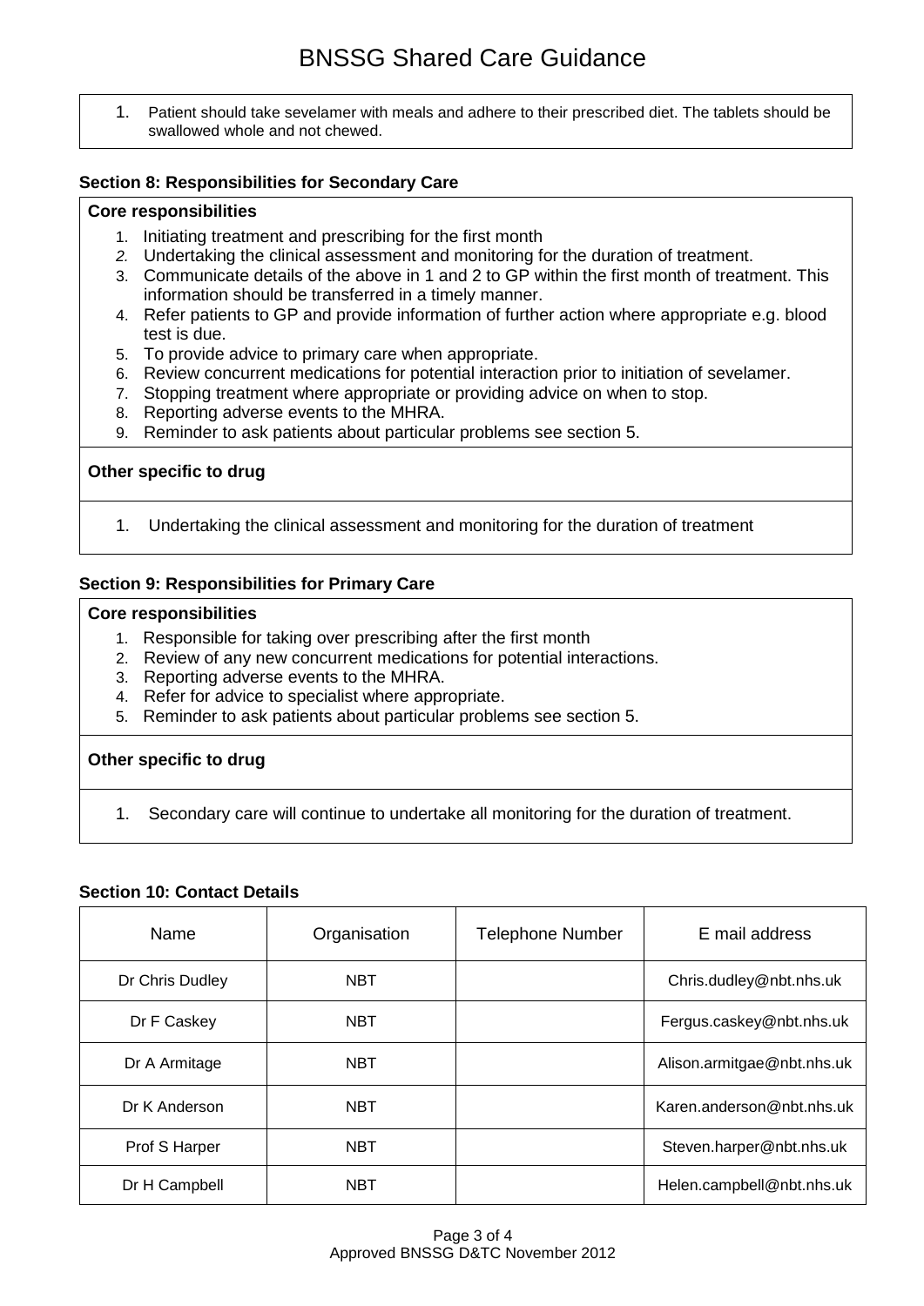1. Patient should take sevelamer with meals and adhere to their prescribed diet. The tablets should be swallowed whole and not chewed.

### Section 8: Responsibilities for Secondary Care

**Core responsibilities**

1. Initiating treatment and prescribing for the first month
2. Undertaking the clinical assessment and monitoring for the duration of treatment.
3. Communicate details of the above in 1 and 2 to GP within the first month of treatment. This information should be transferred in a timely manner.
4. Refer patients to GP and provide information of further action where appropriate e.g. blood test is due.
5. To provide advice to primary care when appropriate.
6. Review concurrent medications for potential interaction prior to initiation of sevelamer.
7. Stopping treatment where appropriate or providing advice on when to stop.
8. Reporting adverse events to the MHRA.
9. Reminder to ask patients about particular problems see section 5.

**Other specific to drug**

1. Undertaking the clinical assessment and monitoring for the duration of treatment

### Section 9: Responsibilities for Primary Care

**Core responsibilities**

1. Responsible for taking over prescribing after the first month
2. Review of any new concurrent medications for potential interactions.
3. Reporting adverse events to the MHRA.
4. Refer for advice to specialist where appropriate.
5. Reminder to ask patients about particular problems see section 5.

**Other specific to drug**

1. Secondary care will continue to undertake all monitoring for the duration of treatment.

### Section 10: Contact Details

| Name | Organisation | Telephone Number | E mail address |
| --- | --- | --- | --- |
| Dr Chris Dudley | NBT | | Chris.dudley@nbt.nhs.uk |
| Dr F Caskey | NBT | | Fergus.caskey@nbt.nhs.uk |
| Dr A Armitage | NBT | | Alison.armitgae@nbt.nhs.uk |
| Dr K Anderson | NBT | | Karen.anderson@nbt.nhs.uk |
| Prof S Harper | NBT | | Steven.harper@nbt.nhs.uk |
| Dr H Campbell | NBT | | Helen.campbell@nbt.nhs.uk |

Approved BNSSG D&TC November 2012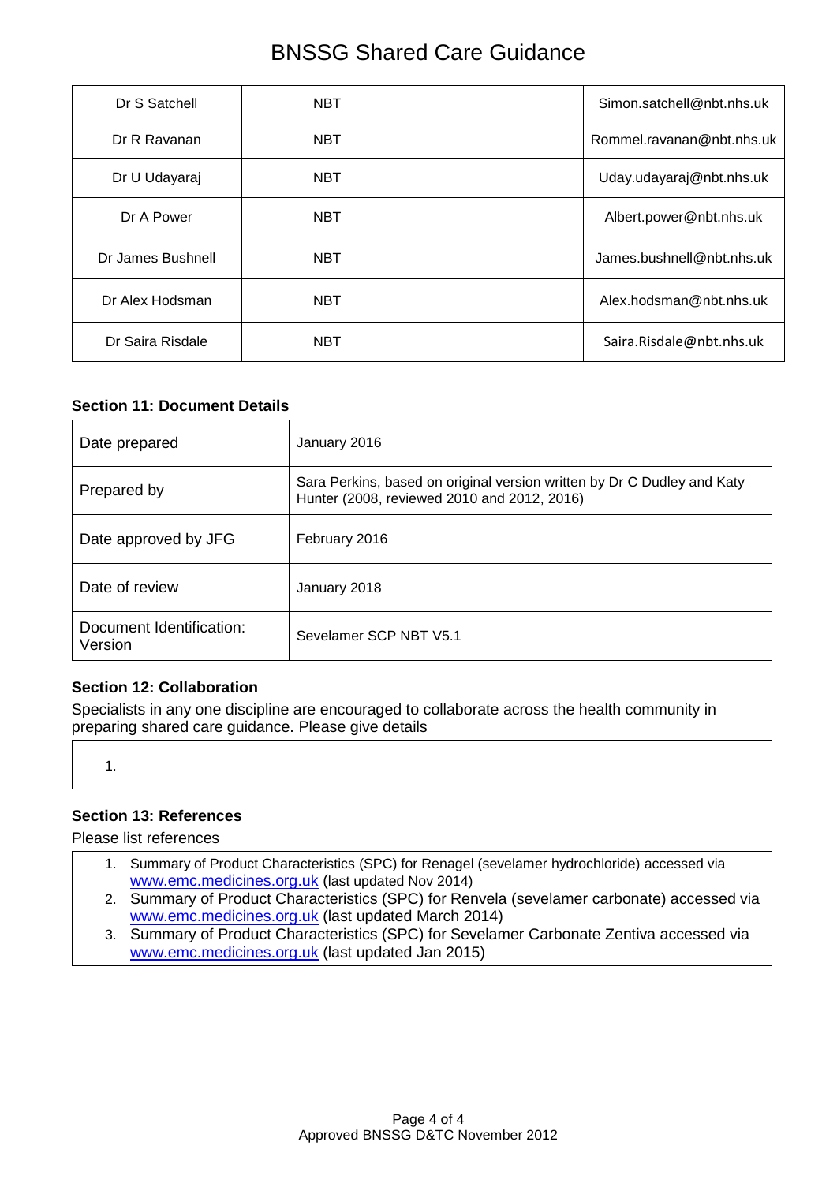| | | | |
|---|---|---|---|
| Dr S Satchell | NBT | | Simon.satchell@nbt.nhs.uk |
| Dr R Ravanan | NBT | | Rommel.ravanan@nbt.nhs.uk |
| Dr U Udayaraj | NBT | | Uday.udayaraj@nbt.nhs.uk |
| Dr A Power | NBT | | Albert.power@nbt.nhs.uk |
| Dr James Bushnell | NBT | | James.bushnell@nbt.nhs.uk |
| Dr Alex Hodsman | NBT | | Alex.hodsman@nbt.nhs.uk |
| Dr Saira Risdale | NBT | | Saira.Risdale@nbt.nhs.uk |

**Section 11: Document Details**

| | |
|---|---|
| Date prepared | January 2016 |
| Prepared by | Sara Perkins, based on original version written by Dr C Dudley and Katy Hunter (2008, reviewed 2010 and 2012, 2016) |
| Date approved by JFG | February 2016 |
| Date of review | January 2018 |
| Document Identification: Version | Sevelamer SCP NBT V5.1 |

**Section 12: Collaboration**

Specialists in any one discipline are encouraged to collaborate across the health community in preparing shared care guidance. Please give details

1.

**Section 13: References**

Please list references

1. Summary of Product Characteristics (SPC) for Renagel (sevelamer hydrochloride) accessed via www.emc.medicines.org.uk (last updated Nov 2014)
2. Summary of Product Characteristics (SPC) for Renvela (sevelamer carbonate) accessed via www.emc.medicines.org.uk (last updated March 2014)
3. Summary of Product Characteristics (SPC) for Sevelamer Carbonate Zentiva accessed via www.emc.medicines.org.uk (last updated Jan 2015)